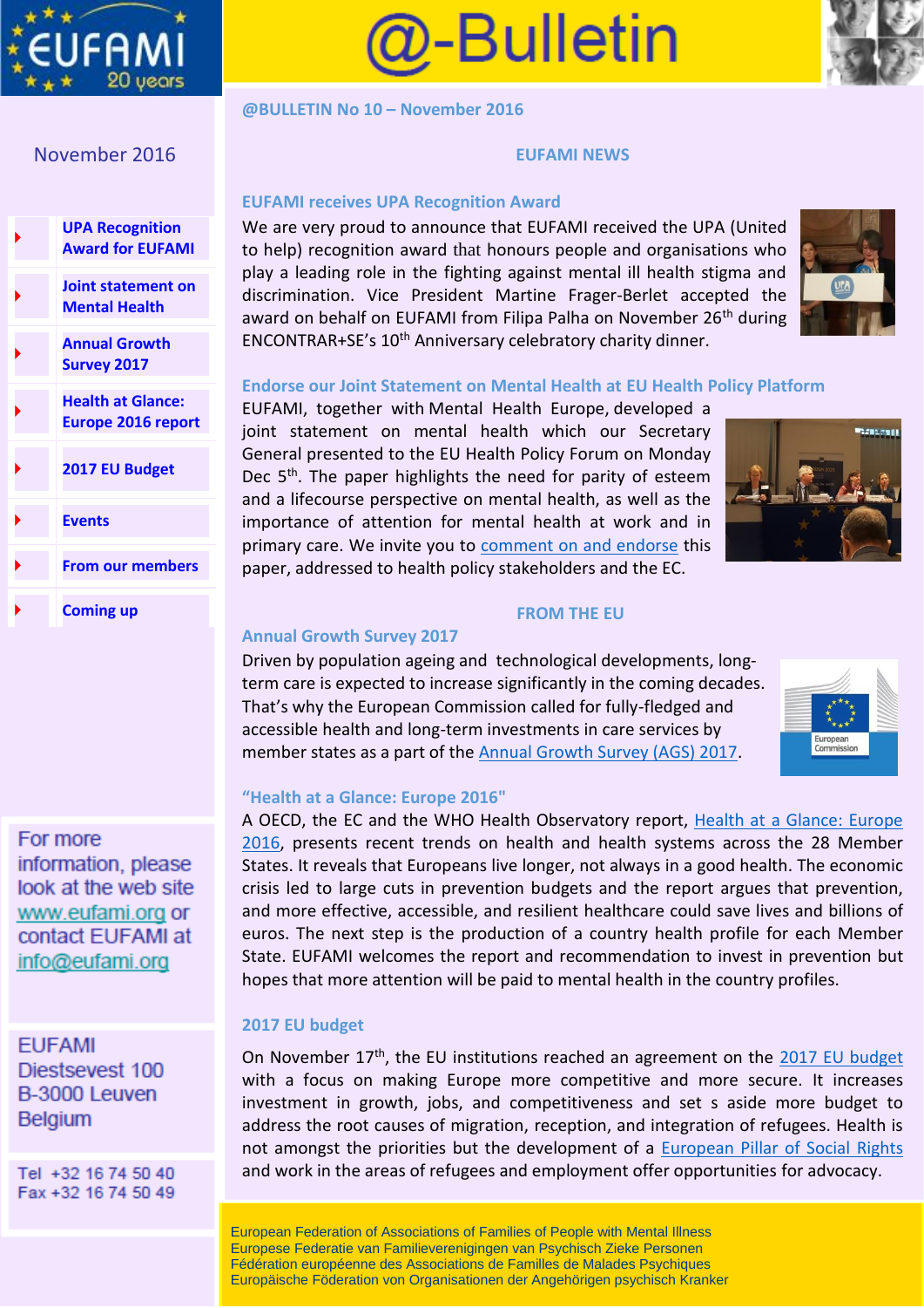# @-Bulletin

## @BULLETIN No 10 – November 2016

November 2016

- UPA Recognition Award for EUFAMI
- Joint statement on Mental Health
- Annual Growth Survey 2017
- Health at Glance: Europe 2016 report
- 2017 EU Budget
- Events
- From our members
- Coming up

## EUFAMI NEWS

### EUFAMI receives UPA Recognition Award

We are very proud to announce that EUFAMI received the UPA (United to help) recognition award that honours people and organisations who play a leading role in the fighting against mental ill health stigma and discrimination. Vice President Martine Frager-Berlet accepted the award on behalf on EUFAMI from Filipa Palha on November 26th during ENCONTRAR+SE's 10th Anniversary celebratory charity dinner.

### Endorse our Joint Statement on Mental Health at EU Health Policy Platform

EUFAMI, together with Mental Health Europe, developed a joint statement on mental health which our Secretary General presented to the EU Health Policy Forum on Monday Dec 5th. The paper highlights the need for parity of esteem and a lifecourse perspective on mental health, as well as the importance of attention for mental health at work and in primary care. We invite you to comment on and endorse this paper, addressed to health policy stakeholders and the EC.

## FROM THE EU

### Annual Growth Survey 2017

Driven by population ageing and technological developments, long-term care is expected to increase significantly in the coming decades. That's why the European Commission called for fully-fledged and accessible health and long-term investments in care services by member states as a part of the Annual Growth Survey (AGS) 2017.

### "Health at a Glance: Europe 2016"

A OECD, the EC and the WHO Health Observatory report, Health at a Glance: Europe 2016, presents recent trends on health and health systems across the 28 Member States. It reveals that Europeans live longer, not always in a good health. The economic crisis led to large cuts in prevention budgets and the report argues that prevention, and more effective, accessible, and resilient healthcare could save lives and billions of euros. The next step is the production of a country health profile for each Member State. EUFAMI welcomes the report and recommendation to invest in prevention but hopes that more attention will be paid to mental health in the country profiles.

### 2017 EU budget

On November 17th, the EU institutions reached an agreement on the 2017 EU budget with a focus on making Europe more competitive and more secure. It increases investment in growth, jobs, and competitiveness and set s aside more budget to address the root causes of migration, reception, and integration of refugees. Health is not amongst the priorities but the development of a European Pillar of Social Rights and work in the areas of refugees and employment offer opportunities for advocacy.

---

For more information, please look at the web site www.eufami.org or contact EUFAMI at info@eufami.org

EUFAMI
Diestsevest 100
B-3000 Leuven
Belgium

Tel +32 16 74 50 40
Fax +32 16 74 50 49

European Federation of Associations of Families of People with Mental Illness
Europese Federatie van Familieverenigingen van Psychisch Zieke Personen
Fédération européenne des Associations de Familles de Malades Psychiques
Europäische Föderation von Organisationen der Angehörigen psychisch Kranker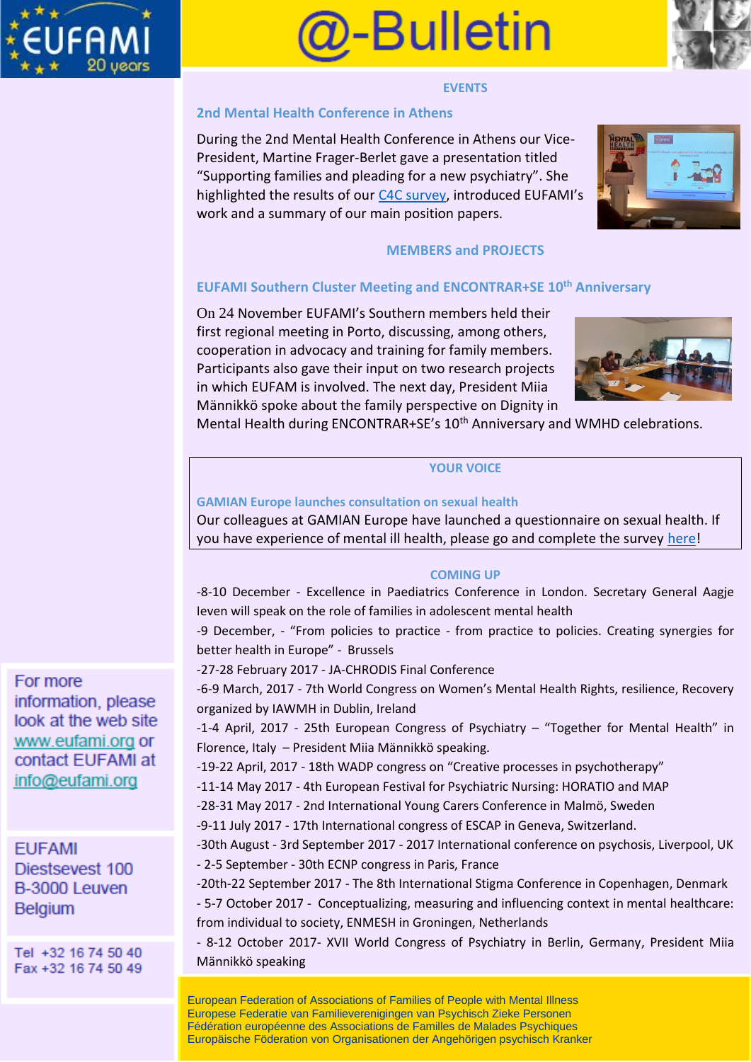# @-Bulletin

## EVENTS

### 2nd Mental Health Conference in Athens

During the 2nd Mental Health Conference in Athens our Vice-President, Martine Frager-Berlet gave a presentation titled "Supporting families and pleading for a new psychiatry". She highlighted the results of our C4C survey, introduced EUFAMI's work and a summary of our main position papers.

## MEMBERS and PROJECTS

### EUFAMI Southern Cluster Meeting and ENCONTRAR+SE 10th Anniversary

On 24 November EUFAMI's Southern members held their first regional meeting in Porto, discussing, among others, cooperation in advocacy and training for family members. Participants also gave their input on two research projects in which EUFAM is involved. The next day, President Miia Männikkö spoke about the family perspective on Dignity in Mental Health during ENCONTRAR+SE's 10th Anniversary and WMHD celebrations.

## YOUR VOICE

### GAMIAN Europe launches consultation on sexual health

Our colleagues at GAMIAN Europe have launched a questionnaire on sexual health. If you have experience of mental ill health, please go and complete the survey here!

## COMING UP

-8-10 December - Excellence in Paediatrics Conference in London. Secretary General Aagje Ieven will speak on the role of families in adolescent mental health

-9 December, - "From policies to practice - from practice to policies. Creating synergies for better health in Europe" - Brussels

-27-28 February 2017 - JA-CHRODIS Final Conference

-6-9 March, 2017 - 7th World Congress on Women's Mental Health Rights, resilience, Recovery organized by IAWMH in Dublin, Ireland

-1-4 April, 2017 - 25th European Congress of Psychiatry – "Together for Mental Health" in Florence, Italy – President Miia Männikkö speaking.

-19-22 April, 2017 - 18th WADP congress on "Creative processes in psychotherapy"

-11-14 May 2017 - 4th European Festival for Psychiatric Nursing: HORATIO and MAP

-28-31 May 2017 - 2nd International Young Carers Conference in Malmö, Sweden

-9-11 July 2017 - 17th International congress of ESCAP in Geneva, Switzerland.

-30th August - 3rd September 2017 - 2017 International conference on psychosis, Liverpool, UK

- 2-5 September - 30th ECNP congress in Paris, France

-20th-22 September 2017 - The 8th International Stigma Conference in Copenhagen, Denmark

- 5-7 October 2017 - Conceptualizing, measuring and influencing context in mental healthcare: from individual to society, ENMESH in Groningen, Netherlands

- 8-12 October 2017- XVII World Congress of Psychiatry in Berlin, Germany, President Miia Männikkö speaking

For more information, please look at the web site www.eufami.org or contact EUFAMI at info@eufami.org

EUFAMI
Diestsevest 100
B-3000 Leuven
Belgium

Tel +32 16 74 50 40
Fax +32 16 74 50 49

European Federation of Associations of Families of People with Mental Illness
Europese Federatie van Familieverenigingen van Psychisch Zieke Personen
Fédération européenne des Associations de Familles de Malades Psychiques
Europäische Föderation von Organisationen der Angehörigen psychisch Kranker